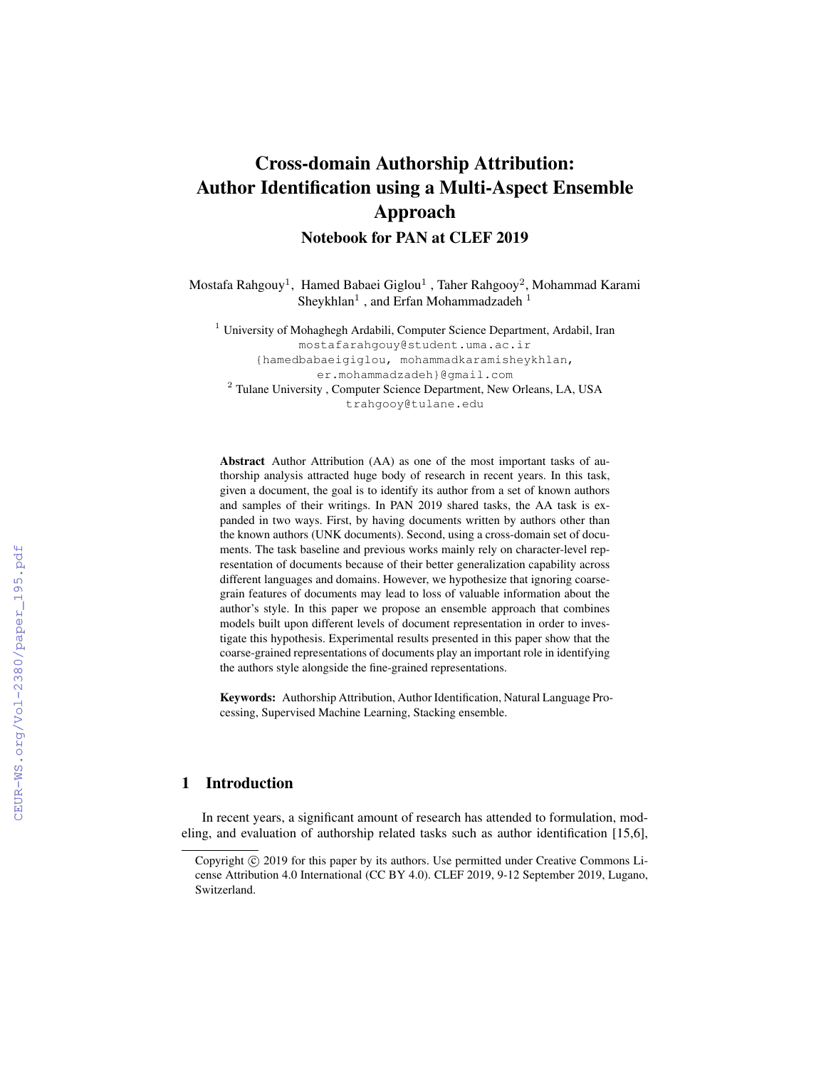# Cross-domain Authorship Attribution: Author Identification using a Multi-Aspect Ensemble Approach

## Notebook for PAN at CLEF 2019

Mostafa Rahgouy[1], Hamed Babaei Giglou[1], Taher Rahgooy[2], Mohammad Karami Sheykhlan[1], and Erfan Mohammadzadeh[1]

[1] University of Mohaghegh Ardabili, Computer Science Department, Ardabil, Iran
mostafarahgouy@student.uma.ac.ir
{hamedbabaeigiglou, mohammadkaramisheykhlan, er.mohammadzadeh}@gmail.com

[2] Tulane University, Computer Science Department, New Orleans, LA, USA
trahgooy@tulane.edu

**Abstract** Author Attribution (AA) as one of the most important tasks of authorship analysis attracted huge body of research in recent years. In this task, given a document, the goal is to identify its author from a set of known authors and samples of their writings. In PAN 2019 shared tasks, the AA task is expanded in two ways. First, by having documents written by authors other than the known authors (UNK documents). Second, using a cross-domain set of documents. The task baseline and previous works mainly rely on character-level representation of documents because of their better generalization capability across different languages and domains. However, we hypothesize that ignoring coarse-grain features of documents may lead to loss of valuable information about the author's style. In this paper we propose an ensemble approach that combines models built upon different levels of document representation in order to investigate this hypothesis. Experimental results presented in this paper show that the coarse-grained representations of documents play an important role in identifying the authors style alongside the fine-grained representations.

**Keywords:** Authorship Attribution, Author Identification, Natural Language Processing, Supervised Machine Learning, Stacking ensemble.

## 1 Introduction

In recent years, a significant amount of research has attended to formulation, modeling, and evaluation of authorship related tasks such as author identification [15,6],

Copyright © 2019 for this paper by its authors. Use permitted under Creative Commons License Attribution 4.0 International (CC BY 4.0). CLEF 2019, 9-12 September 2019, Lugano, Switzerland.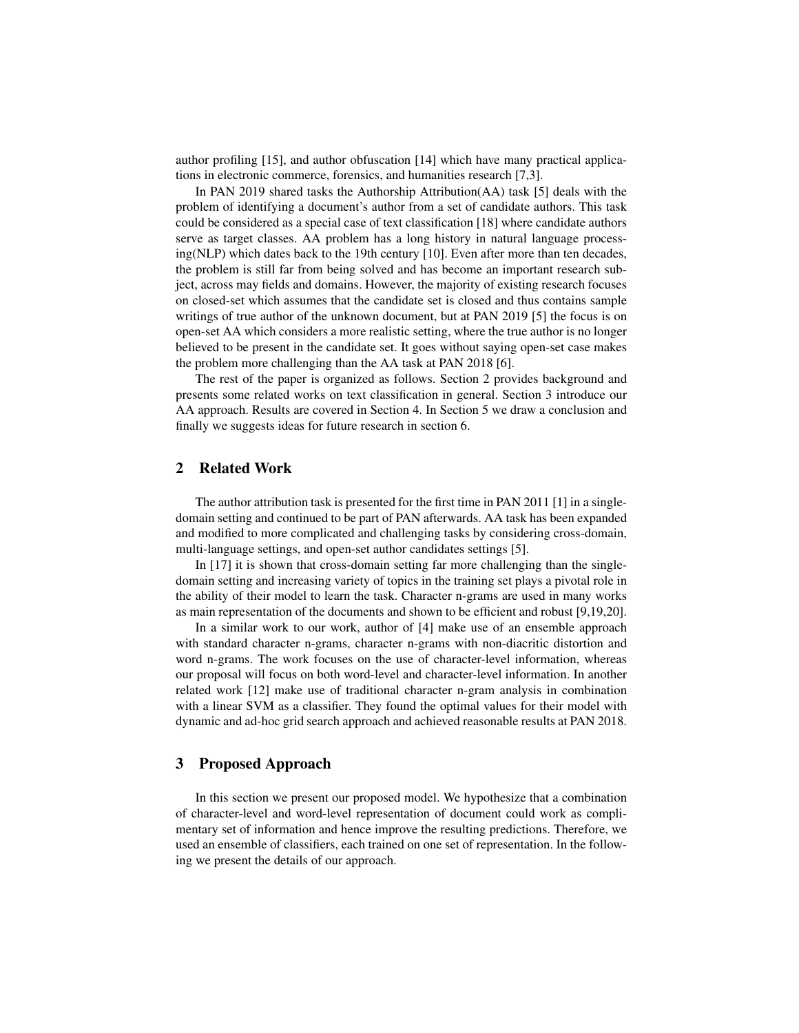author profiling [15], and author obfuscation [14] which have many practical applications in electronic commerce, forensics, and humanities research [7,3].

In PAN 2019 shared tasks the Authorship Attribution(AA) task [5] deals with the problem of identifying a document's author from a set of candidate authors. This task could be considered as a special case of text classification [18] where candidate authors serve as target classes. AA problem has a long history in natural language processing(NLP) which dates back to the 19th century [10]. Even after more than ten decades, the problem is still far from being solved and has become an important research subject, across may fields and domains. However, the majority of existing research focuses on closed-set which assumes that the candidate set is closed and thus contains sample writings of true author of the unknown document, but at PAN 2019 [5] the focus is on open-set AA which considers a more realistic setting, where the true author is no longer believed to be present in the candidate set. It goes without saying open-set case makes the problem more challenging than the AA task at PAN 2018 [6].

The rest of the paper is organized as follows. Section 2 provides background and presents some related works on text classification in general. Section 3 introduce our AA approach. Results are covered in Section 4. In Section 5 we draw a conclusion and finally we suggests ideas for future research in section 6.

## 2 Related Work

The author attribution task is presented for the first time in PAN 2011 [1] in a single-domain setting and continued to be part of PAN afterwards. AA task has been expanded and modified to more complicated and challenging tasks by considering cross-domain, multi-language settings, and open-set author candidates settings [5].

In [17] it is shown that cross-domain setting far more challenging than the single-domain setting and increasing variety of topics in the training set plays a pivotal role in the ability of their model to learn the task. Character n-grams are used in many works as main representation of the documents and shown to be efficient and robust [9,19,20].

In a similar work to our work, author of [4] make use of an ensemble approach with standard character n-grams, character n-grams with non-diacritic distortion and word n-grams. The work focuses on the use of character-level information, whereas our proposal will focus on both word-level and character-level information. In another related work [12] make use of traditional character n-gram analysis in combination with a linear SVM as a classifier. They found the optimal values for their model with dynamic and ad-hoc grid search approach and achieved reasonable results at PAN 2018.

## 3 Proposed Approach

In this section we present our proposed model. We hypothesize that a combination of character-level and word-level representation of document could work as complimentary set of information and hence improve the resulting predictions. Therefore, we used an ensemble of classifiers, each trained on one set of representation. In the following we present the details of our approach.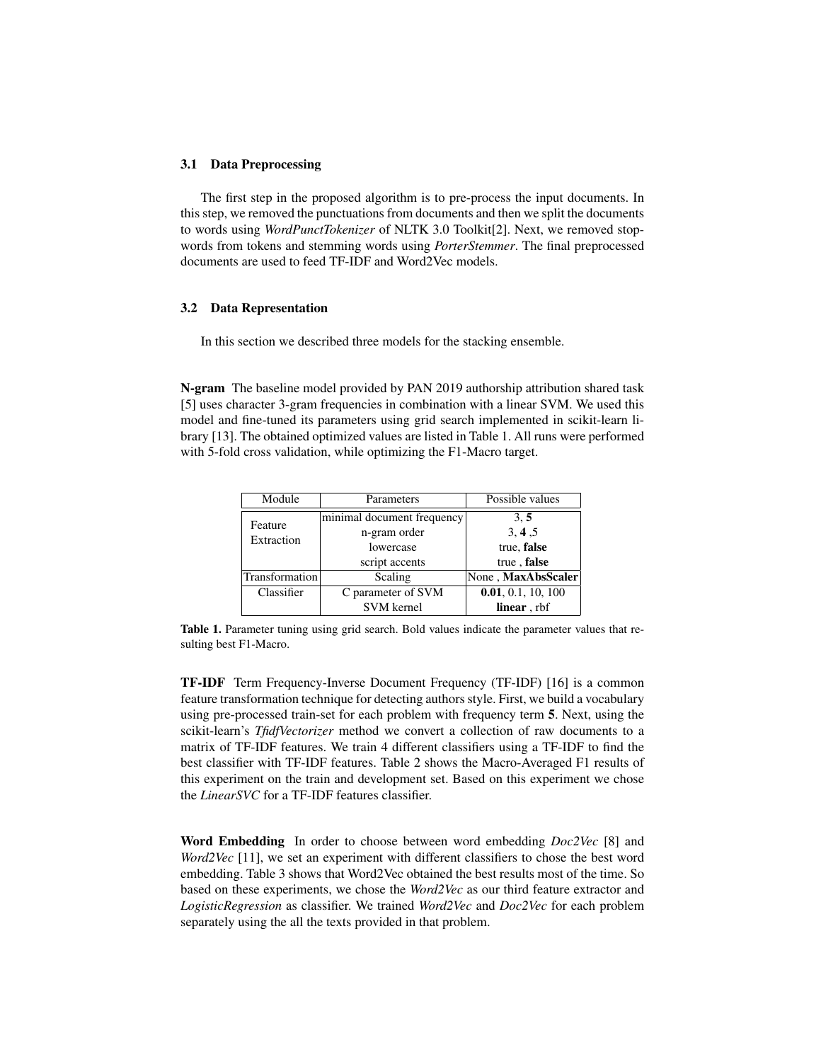### 3.1 Data Preprocessing

The first step in the proposed algorithm is to pre-process the input documents. In this step, we removed the punctuations from documents and then we split the documents to words using *WordPunctTokenizer* of NLTK 3.0 Toolkit[2]. Next, we removed stop-words from tokens and stemming words using *PorterStemmer*. The final preprocessed documents are used to feed TF-IDF and Word2Vec models.

### 3.2 Data Representation

In this section we described three models for the stacking ensemble.

**N-gram** The baseline model provided by PAN 2019 authorship attribution shared task [5] uses character 3-gram frequencies in combination with a linear SVM. We used this model and fine-tuned its parameters using grid search implemented in scikit-learn library [13]. The obtained optimized values are listed in Table 1. All runs were performed with 5-fold cross validation, while optimizing the F1-Macro target.

| Module | Parameters | Possible values |
|---|---|---|
| Feature Extraction | minimal document frequency | 3, **5** |
| | n-gram order | 3, **4** ,5 |
| | lowercase | true, **false** |
| | script accents | true , **false** |
| Transformation | Scaling | None , **MaxAbsScaler** |
| Classifier | C parameter of SVM | **0.01**, 0.1, 10, 100 |
| | SVM kernel | **linear** , rbf |

**Table 1.** Parameter tuning using grid search. Bold values indicate the parameter values that resulting best F1-Macro.

**TF-IDF** Term Frequency-Inverse Document Frequency (TF-IDF) [16] is a common feature transformation technique for detecting authors style. First, we build a vocabulary using pre-processed train-set for each problem with frequency term **5**. Next, using the scikit-learn's *TfidfVectorizer* method we convert a collection of raw documents to a matrix of TF-IDF features. We train 4 different classifiers using a TF-IDF to find the best classifier with TF-IDF features. Table 2 shows the Macro-Averaged F1 results of this experiment on the train and development set. Based on this experiment we chose the *LinearSVC* for a TF-IDF features classifier.

**Word Embedding** In order to choose between word embedding *Doc2Vec* [8] and *Word2Vec* [11], we set an experiment with different classifiers to chose the best word embedding. Table 3 shows that Word2Vec obtained the best results most of the time. So based on these experiments, we chose the *Word2Vec* as our third feature extractor and *LogisticRegression* as classifier. We trained *Word2Vec* and *Doc2Vec* for each problem separately using the all the texts provided in that problem.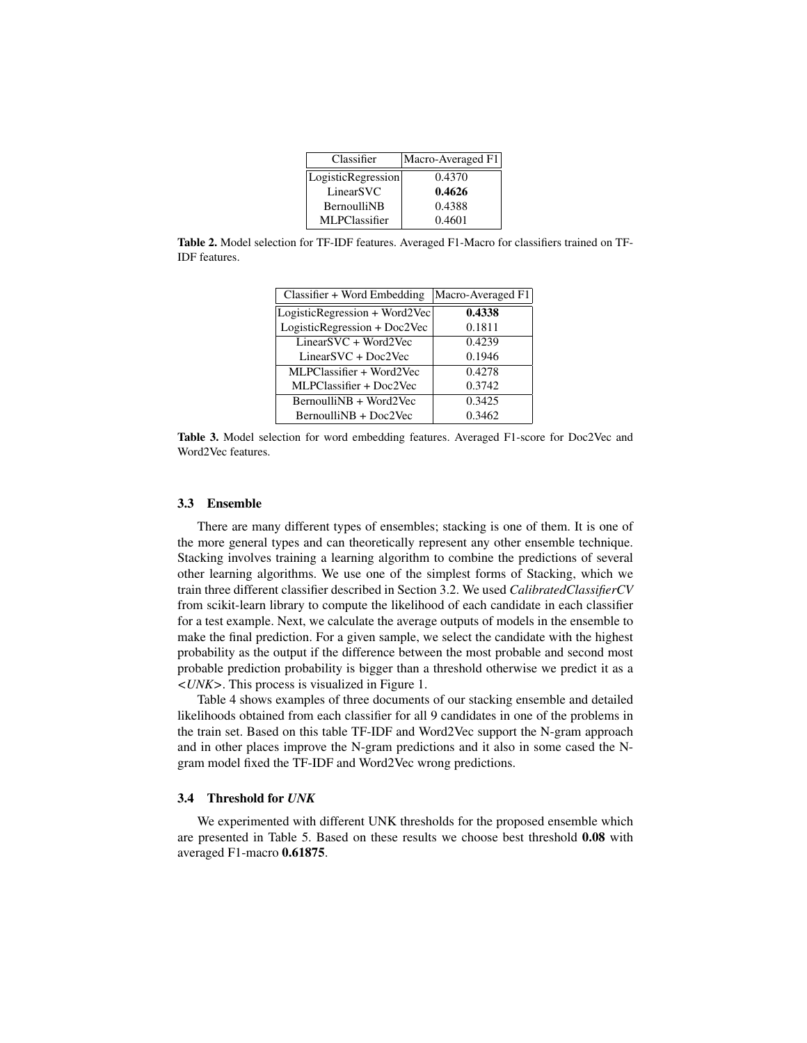| Classifier | Macro-Averaged F1 |
| --- | --- |
| LogisticRegression | 0.4370 |
| LinearSVC | **0.4626** |
| BernoulliNB | 0.4388 |
| MLPClassifier | 0.4601 |

**Table 2.** Model selection for TF-IDF features. Averaged F1-Macro for classifiers trained on TF-IDF features.

| Classifier + Word Embedding | Macro-Averaged F1 |
| --- | --- |
| LogisticRegression + Word2Vec | **0.4338** |
| LogisticRegression + Doc2Vec | 0.1811 |
| LinearSVC + Word2Vec | 0.4239 |
| LinearSVC + Doc2Vec | 0.1946 |
| MLPClassifier + Word2Vec | 0.4278 |
| MLPClassifier + Doc2Vec | 0.3742 |
| BernoulliNB + Word2Vec | 0.3425 |
| BernoulliNB + Doc2Vec | 0.3462 |

**Table 3.** Model selection for word embedding features. Averaged F1-score for Doc2Vec and Word2Vec features.

### 3.3 Ensemble

There are many different types of ensembles; stacking is one of them. It is one of the more general types and can theoretically represent any other ensemble technique. Stacking involves training a learning algorithm to combine the predictions of several other learning algorithms. We use one of the simplest forms of Stacking, which we train three different classifier described in Section 3.2. We used *CalibratedClassifierCV* from scikit-learn library to compute the likelihood of each candidate in each classifier for a test example. Next, we calculate the average outputs of models in the ensemble to make the final prediction. For a given sample, we select the candidate with the highest probability as the output if the difference between the most probable and second most probable prediction probability is bigger than a threshold otherwise we predict it as a *<UNK>*. This process is visualized in Figure 1.

Table 4 shows examples of three documents of our stacking ensemble and detailed likelihoods obtained from each classifier for all 9 candidates in one of the problems in the train set. Based on this table TF-IDF and Word2Vec support the N-gram approach and in other places improve the N-gram predictions and it also in some cased the N-gram model fixed the TF-IDF and Word2Vec wrong predictions.

### 3.4 Threshold for *UNK*

We experimented with different UNK thresholds for the proposed ensemble which are presented in Table 5. Based on these results we choose best threshold **0.08** with averaged F1-macro **0.61875**.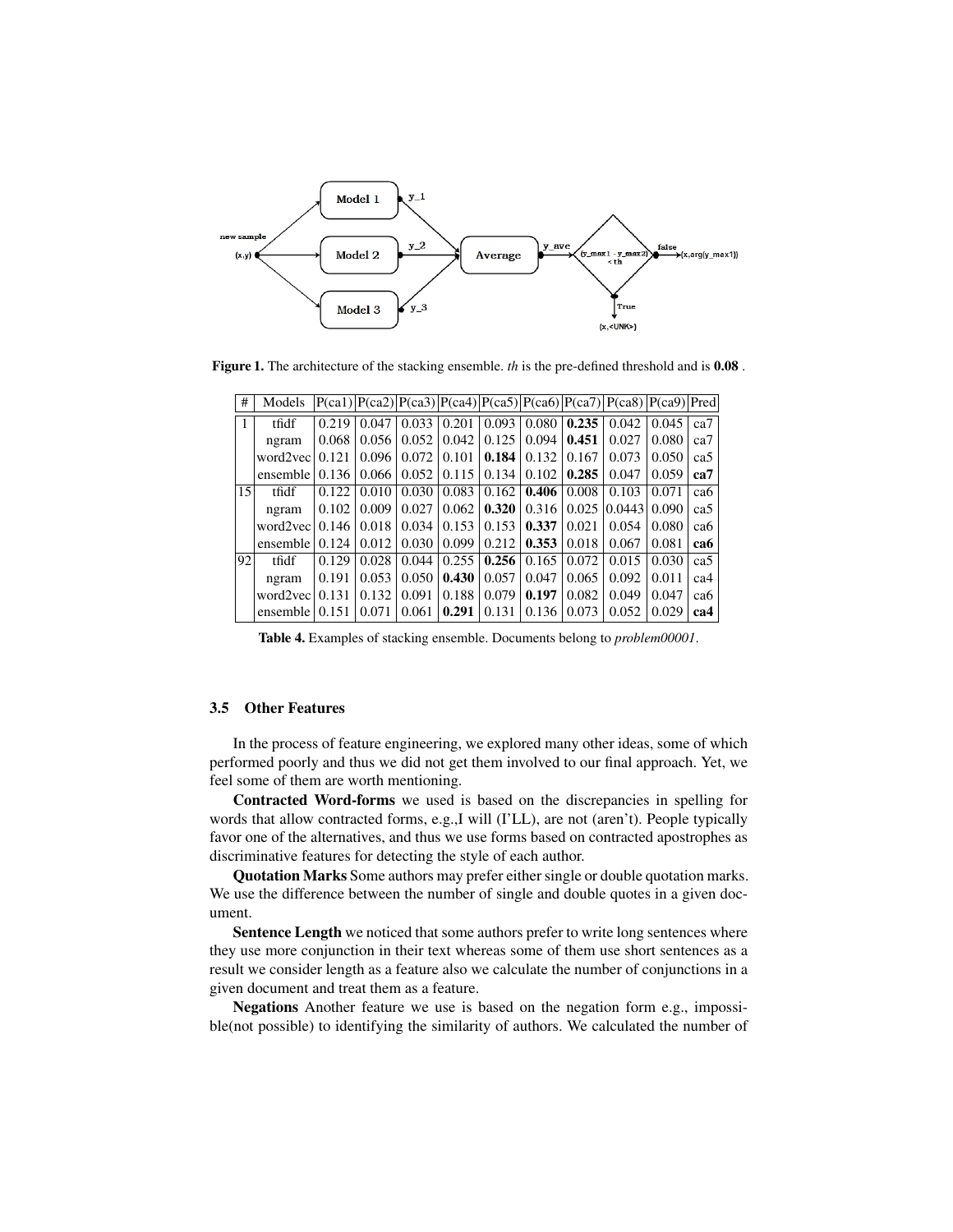Figure 1. The architecture of the stacking ensemble. *th* is the pre-defined threshold and is **0.08** .

| # | Models | P(ca1) | P(ca2) | P(ca3) | P(ca4) | P(ca5) | P(ca6) | P(ca7) | P(ca8) | P(ca9) | Pred |
|---|---|---|---|---|---|---|---|---|---|---|---|
| 1 | tfidf | 0.219 | 0.047 | 0.033 | 0.201 | 0.093 | 0.080 | **0.235** | 0.042 | 0.045 | ca7 |
| | ngram | 0.068 | 0.056 | 0.052 | 0.042 | 0.125 | 0.094 | **0.451** | 0.027 | 0.080 | ca7 |
| | word2vec | 0.121 | 0.096 | 0.072 | 0.101 | **0.184** | 0.132 | 0.167 | 0.073 | 0.050 | ca5 |
| | ensemble | 0.136 | 0.066 | 0.052 | 0.115 | 0.134 | 0.102 | **0.285** | 0.047 | 0.059 | **ca7** |
| 15 | tfidf | 0.122 | 0.010 | 0.030 | 0.083 | 0.162 | **0.406** | 0.008 | 0.103 | 0.071 | ca6 |
| | ngram | 0.102 | 0.009 | 0.027 | 0.062 | **0.320** | 0.316 | 0.025 | 0.0443 | 0.090 | ca5 |
| | word2vec | 0.146 | 0.018 | 0.034 | 0.153 | 0.153 | **0.337** | 0.021 | 0.054 | 0.080 | ca6 |
| | ensemble | 0.124 | 0.012 | 0.030 | 0.099 | 0.212 | **0.353** | 0.018 | 0.067 | 0.081 | **ca6** |
| 92 | tfidf | 0.129 | 0.028 | 0.044 | 0.255 | **0.256** | 0.165 | 0.072 | 0.015 | 0.030 | ca5 |
| | ngram | 0.191 | 0.053 | 0.050 | **0.430** | 0.057 | 0.047 | 0.065 | 0.092 | 0.011 | ca4 |
| | word2vec | 0.131 | 0.132 | 0.091 | 0.188 | 0.079 | **0.197** | 0.082 | 0.049 | 0.047 | ca6 |
| | ensemble | 0.151 | 0.071 | 0.061 | **0.291** | 0.131 | 0.136 | 0.073 | 0.052 | 0.029 | **ca4** |

**Table 4.** Examples of stacking ensemble. Documents belong to *problem00001*.

### 3.5 Other Features

In the process of feature engineering, we explored many other ideas, some of which performed poorly and thus we did not get them involved to our final approach. Yet, we feel some of them are worth mentioning.

**Contracted Word-forms** we used is based on the discrepancies in spelling for words that allow contracted forms, e.g.,I will (I'LL), are not (aren't). People typically favor one of the alternatives, and thus we use forms based on contracted apostrophes as discriminative features for detecting the style of each author.

**Quotation Marks** Some authors may prefer either single or double quotation marks. We use the difference between the number of single and double quotes in a given document.

**Sentence Length** we noticed that some authors prefer to write long sentences where they use more conjunction in their text whereas some of them use short sentences as a result we consider length as a feature also we calculate the number of conjunctions in a given document and treat them as a feature.

**Negations** Another feature we use is based on the negation form e.g., impossible(not possible) to identifying the similarity of authors. We calculated the number of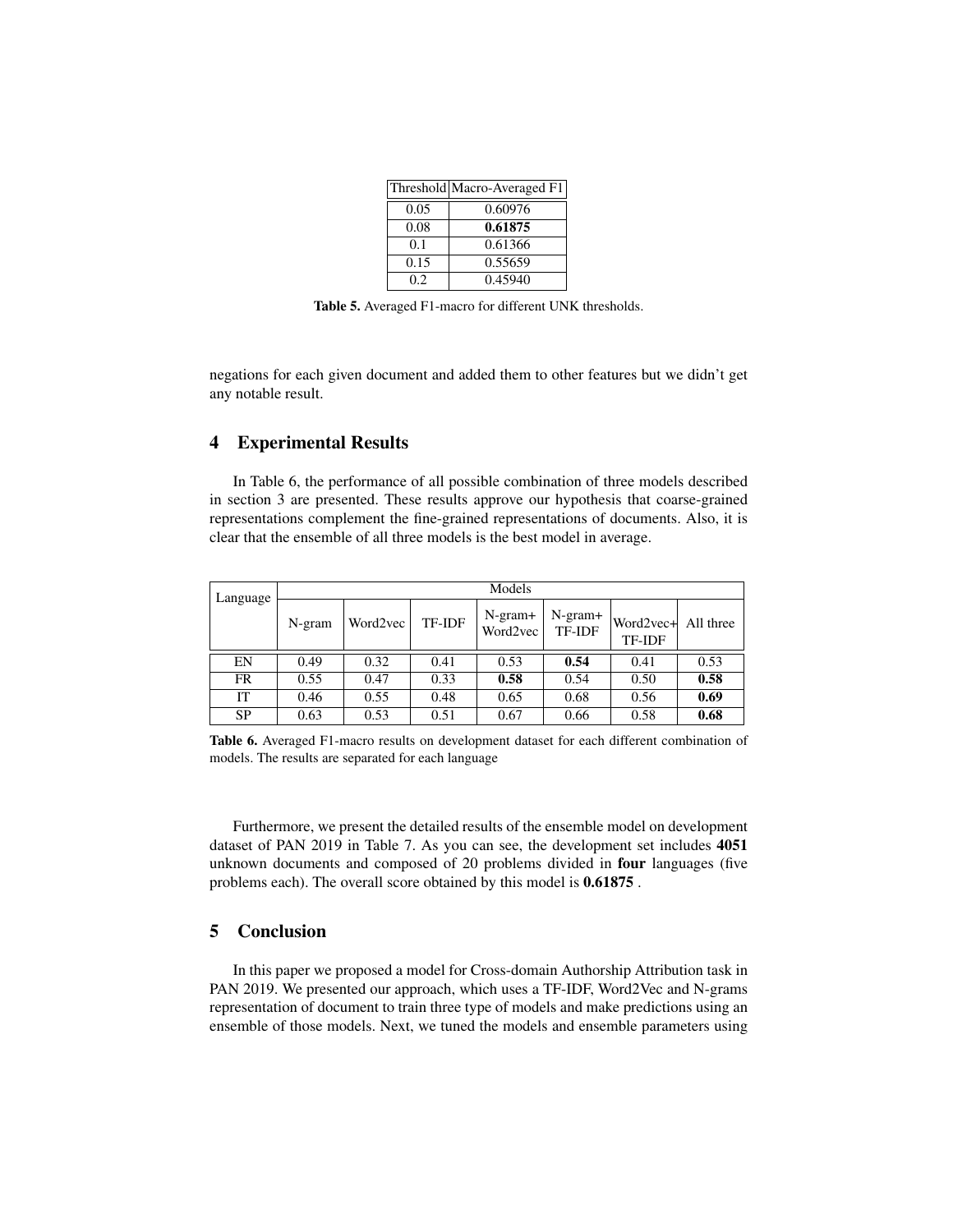| Threshold | Macro-Averaged F1 |
|---|---|
| 0.05 | 0.60976 |
| 0.08 | **0.61875** |
| 0.1 | 0.61366 |
| 0.15 | 0.55659 |
| 0.2 | 0.45940 |

**Table 5.** Averaged F1-macro for different UNK thresholds.

negations for each given document and added them to other features but we didn't get any notable result.

## 4 Experimental Results

In Table 6, the performance of all possible combination of three models described in section 3 are presented. These results approve our hypothesis that coarse-grained representations complement the fine-grained representations of documents. Also, it is clear that the ensemble of all three models is the best model in average.

| Language | Models | | | | | | |
|---|---|---|---|---|---|---|---|
| | N-gram | Word2vec | TF-IDF | N-gram+ Word2vec | N-gram+ TF-IDF | Word2vec+ TF-IDF | All three |
| EN | 0.49 | 0.32 | 0.41 | 0.53 | **0.54** | 0.41 | 0.53 |
| FR | 0.55 | 0.47 | 0.33 | **0.58** | 0.54 | 0.50 | **0.58** |
| IT | 0.46 | 0.55 | 0.48 | 0.65 | 0.68 | 0.56 | **0.69** |
| SP | 0.63 | 0.53 | 0.51 | 0.67 | 0.66 | 0.58 | **0.68** |

**Table 6.** Averaged F1-macro results on development dataset for each different combination of models. The results are separated for each language

Furthermore, we present the detailed results of the ensemble model on development dataset of PAN 2019 in Table 7. As you can see, the development set includes **4051** unknown documents and composed of 20 problems divided in **four** languages (five problems each). The overall score obtained by this model is **0.61875** .

## 5 Conclusion

In this paper we proposed a model for Cross-domain Authorship Attribution task in PAN 2019. We presented our approach, which uses a TF-IDF, Word2Vec and N-grams representation of document to train three type of models and make predictions using an ensemble of those models. Next, we tuned the models and ensemble parameters using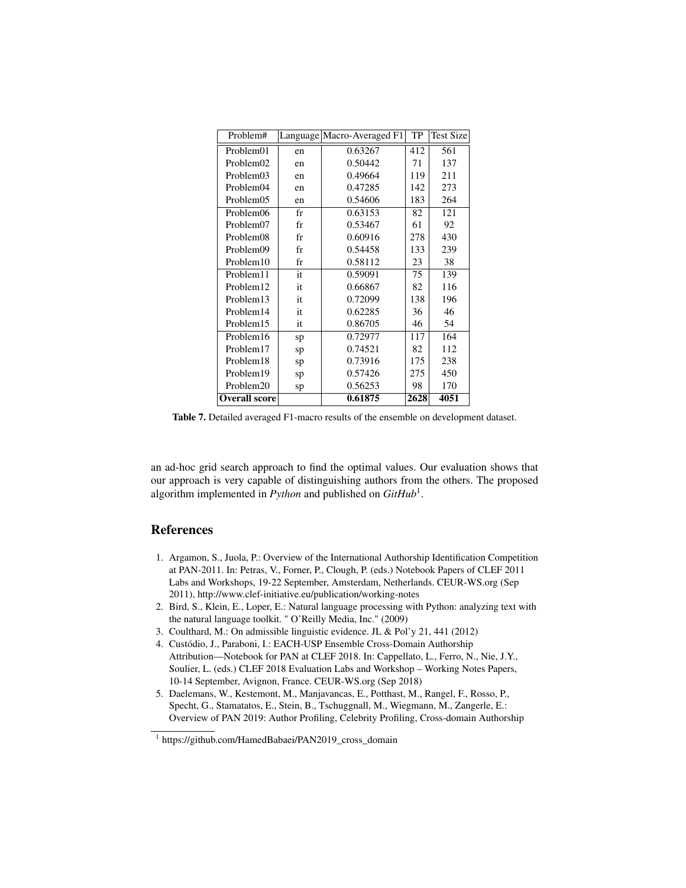| Problem# | Language | Macro-Averaged F1 | TP | Test Size |
|---|---|---|---|---|
| Problem01 | en | 0.63267 | 412 | 561 |
| Problem02 | en | 0.50442 | 71 | 137 |
| Problem03 | en | 0.49664 | 119 | 211 |
| Problem04 | en | 0.47285 | 142 | 273 |
| Problem05 | en | 0.54606 | 183 | 264 |
| Problem06 | fr | 0.63153 | 82 | 121 |
| Problem07 | fr | 0.53467 | 61 | 92 |
| Problem08 | fr | 0.60916 | 278 | 430 |
| Problem09 | fr | 0.54458 | 133 | 239 |
| Problem10 | fr | 0.58112 | 23 | 38 |
| Problem11 | it | 0.59091 | 75 | 139 |
| Problem12 | it | 0.66867 | 82 | 116 |
| Problem13 | it | 0.72099 | 138 | 196 |
| Problem14 | it | 0.62285 | 36 | 46 |
| Problem15 | it | 0.86705 | 46 | 54 |
| Problem16 | sp | 0.72977 | 117 | 164 |
| Problem17 | sp | 0.74521 | 82 | 112 |
| Problem18 | sp | 0.73916 | 175 | 238 |
| Problem19 | sp | 0.57426 | 275 | 450 |
| Problem20 | sp | 0.56253 | 98 | 170 |
| **Overall score** | | **0.61875** | **2628** | **4051** |

**Table 7.** Detailed averaged F1-macro results of the ensemble on development dataset.

an ad-hoc grid search approach to find the optimal values. Our evaluation shows that our approach is very capable of distinguishing authors from the others. The proposed algorithm implemented in *Python* and published on *GitHub*[1].

## References

1. Argamon, S., Juola, P.: Overview of the International Authorship Identification Competition at PAN-2011. In: Petras, V., Forner, P., Clough, P. (eds.) Notebook Papers of CLEF 2011 Labs and Workshops, 19-22 September, Amsterdam, Netherlands. CEUR-WS.org (Sep 2011), http://www.clef-initiative.eu/publication/working-notes
2. Bird, S., Klein, E., Loper, E.: Natural language processing with Python: analyzing text with the natural language toolkit. " O'Reilly Media, Inc." (2009)
3. Coulthard, M.: On admissible linguistic evidence. JL & Pol'y 21, 441 (2012)
4. Custódio, J., Paraboni, I.: EACH-USP Ensemble Cross-Domain Authorship Attribution—Notebook for PAN at CLEF 2018. In: Cappellato, L., Ferro, N., Nie, J.Y., Soulier, L. (eds.) CLEF 2018 Evaluation Labs and Workshop – Working Notes Papers, 10-14 September, Avignon, France. CEUR-WS.org (Sep 2018)
5. Daelemans, W., Kestemont, M., Manjavancas, E., Potthast, M., Rangel, F., Rosso, P., Specht, G., Stamatatos, E., Stein, B., Tschuggnall, M., Wiegmann, M., Zangerle, E.: Overview of PAN 2019: Author Profiling, Celebrity Profiling, Cross-domain Authorship

[1] https://github.com/HamedBabaei/PAN2019_cross_domain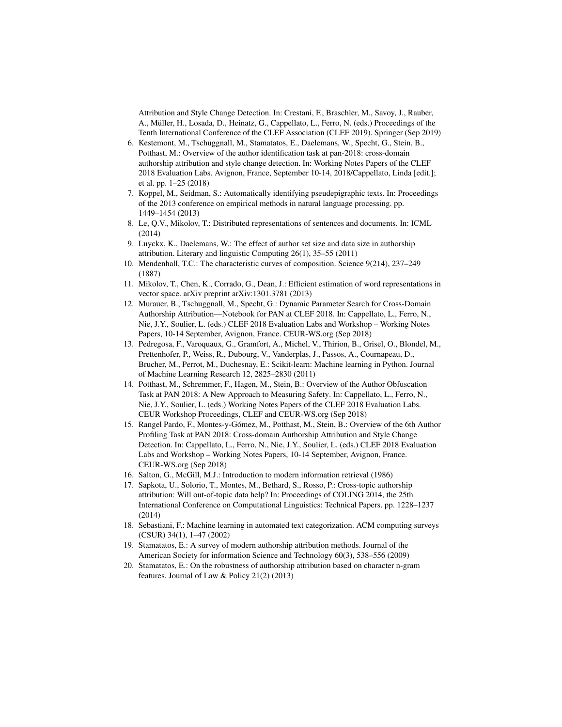Attribution and Style Change Detection. In: Crestani, F., Braschler, M., Savoy, J., Rauber, A., Müller, H., Losada, D., Heinatz, G., Cappellato, L., Ferro, N. (eds.) Proceedings of the Tenth International Conference of the CLEF Association (CLEF 2019). Springer (Sep 2019)

6. Kestemont, M., Tschuggnall, M., Stamatatos, E., Daelemans, W., Specht, G., Stein, B., Potthast, M.: Overview of the author identification task at pan-2018: cross-domain authorship attribution and style change detection. In: Working Notes Papers of the CLEF 2018 Evaluation Labs. Avignon, France, September 10-14, 2018/Cappellato, Linda [edit.]; et al. pp. 1–25 (2018)
7. Koppel, M., Seidman, S.: Automatically identifying pseudepigraphic texts. In: Proceedings of the 2013 conference on empirical methods in natural language processing. pp. 1449–1454 (2013)
8. Le, Q.V., Mikolov, T.: Distributed representations of sentences and documents. In: ICML (2014)
9. Luyckx, K., Daelemans, W.: The effect of author set size and data size in authorship attribution. Literary and linguistic Computing 26(1), 35–55 (2011)
10. Mendenhall, T.C.: The characteristic curves of composition. Science 9(214), 237–249 (1887)
11. Mikolov, T., Chen, K., Corrado, G., Dean, J.: Efficient estimation of word representations in vector space. arXiv preprint arXiv:1301.3781 (2013)
12. Murauer, B., Tschuggnall, M., Specht, G.: Dynamic Parameter Search for Cross-Domain Authorship Attribution—Notebook for PAN at CLEF 2018. In: Cappellato, L., Ferro, N., Nie, J.Y., Soulier, L. (eds.) CLEF 2018 Evaluation Labs and Workshop – Working Notes Papers, 10-14 September, Avignon, France. CEUR-WS.org (Sep 2018)
13. Pedregosa, F., Varoquaux, G., Gramfort, A., Michel, V., Thirion, B., Grisel, O., Blondel, M., Prettenhofer, P., Weiss, R., Dubourg, V., Vanderplas, J., Passos, A., Cournapeau, D., Brucher, M., Perrot, M., Duchesnay, E.: Scikit-learn: Machine learning in Python. Journal of Machine Learning Research 12, 2825–2830 (2011)
14. Potthast, M., Schremmer, F., Hagen, M., Stein, B.: Overview of the Author Obfuscation Task at PAN 2018: A New Approach to Measuring Safety. In: Cappellato, L., Ferro, N., Nie, J.Y., Soulier, L. (eds.) Working Notes Papers of the CLEF 2018 Evaluation Labs. CEUR Workshop Proceedings, CLEF and CEUR-WS.org (Sep 2018)
15. Rangel Pardo, F., Montes-y-Gómez, M., Potthast, M., Stein, B.: Overview of the 6th Author Profiling Task at PAN 2018: Cross-domain Authorship Attribution and Style Change Detection. In: Cappellato, L., Ferro, N., Nie, J.Y., Soulier, L. (eds.) CLEF 2018 Evaluation Labs and Workshop – Working Notes Papers, 10-14 September, Avignon, France. CEUR-WS.org (Sep 2018)
16. Salton, G., McGill, M.J.: Introduction to modern information retrieval (1986)
17. Sapkota, U., Solorio, T., Montes, M., Bethard, S., Rosso, P.: Cross-topic authorship attribution: Will out-of-topic data help? In: Proceedings of COLING 2014, the 25th International Conference on Computational Linguistics: Technical Papers. pp. 1228–1237 (2014)
18. Sebastiani, F.: Machine learning in automated text categorization. ACM computing surveys (CSUR) 34(1), 1–47 (2002)
19. Stamatatos, E.: A survey of modern authorship attribution methods. Journal of the American Society for information Science and Technology 60(3), 538–556 (2009)
20. Stamatatos, E.: On the robustness of authorship attribution based on character n-gram features. Journal of Law & Policy 21(2) (2013)